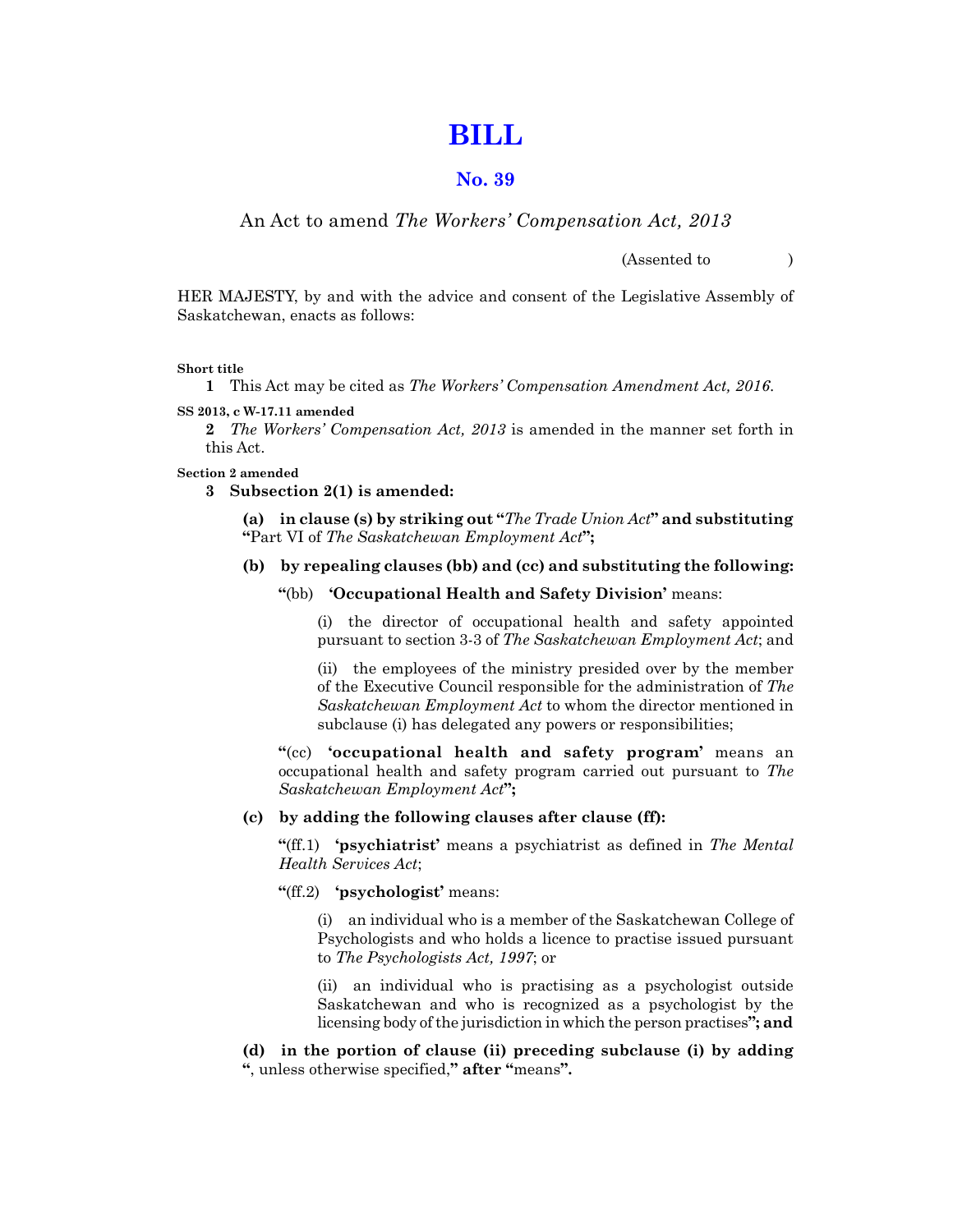# BILL

## No. 39

An Act to amend *The Workers' Compensation Act, 2013*

(Assented to )

HER MAJESTY, by and with the advice and consent of the Legislative Assembly of Saskatchewan, enacts as follows:

**Short title**

**1** This Act may be cited as *The Workers' Compensation Amendment Act, 2016.*

**SS 2013, c W-17.11 amended**

**2** *The Workers' Compensation Act, 2013* is amended in the manner set forth in this Act.

**Section 2 amended**

**3 Subsection 2(1) is amended:**

**(a) in clause (s) by striking out "***The Trade Union Act***" and substituting** "Part VI of *The Saskatchewan Employment Act*"**;**

**(b) by repealing clauses (bb) and (cc) and substituting the following:**

"(bb) **'Occupational Health and Safety Division'** means:

(i) the director of occupational health and safety appointed pursuant to section 3-3 of *The Saskatchewan Employment Act*; and

(ii) the employees of the ministry presided over by the member of the Executive Council responsible for the administration of *The Saskatchewan Employment Act* to whom the director mentioned in subclause (i) has delegated any powers or responsibilities;

"(cc) **'occupational health and safety program'** means an occupational health and safety program carried out pursuant to *The Saskatchewan Employment Act*"**;**

**(c) by adding the following clauses after clause (ff):**

"(ff.1) **'psychiatrist'** means a psychiatrist as defined in *The Mental Health Services Act*;

"(ff.2) **'psychologist'** means:

(i) an individual who is a member of the Saskatchewan College of Psychologists and who holds a licence to practise issued pursuant to *The Psychologists Act, 1997*; or

(ii) an individual who is practising as a psychologist outside Saskatchewan and who is recognized as a psychologist by the licensing body of the jurisdiction in which the person practises"**; and**

**(d) in the portion of clause (ii) preceding subclause (i) by adding** ", unless otherwise specified," **after** "means"**.**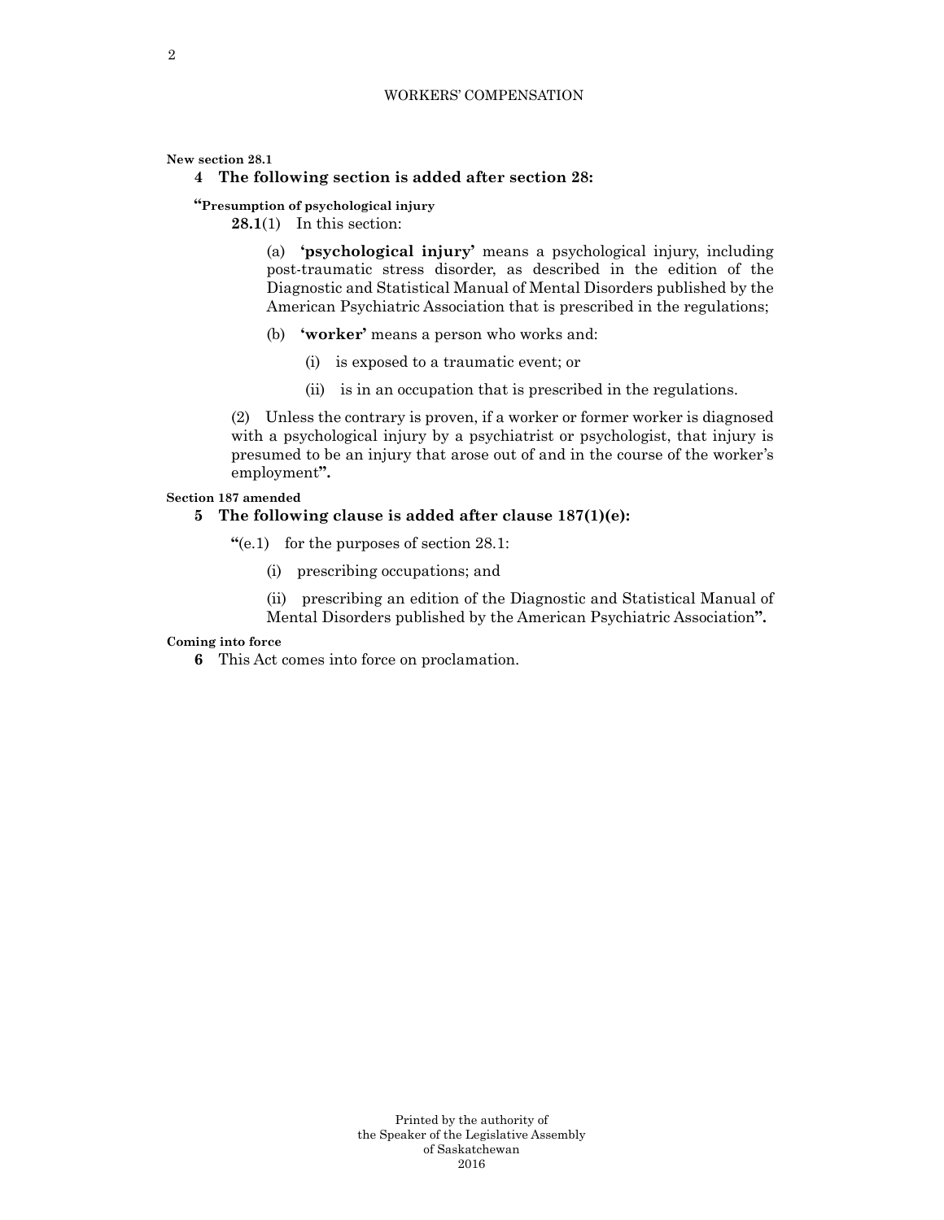**New section 28.1**

**4 The following section is added after section 28:**

**"Presumption of psychological injury**

**28.1**(1) In this section:

(a) **'psychological injury'** means a psychological injury, including post-traumatic stress disorder, as described in the edition of the Diagnostic and Statistical Manual of Mental Disorders published by the American Psychiatric Association that is prescribed in the regulations;

(b) **'worker'** means a person who works and:

(i) is exposed to a traumatic event; or

(ii) is in an occupation that is prescribed in the regulations.

(2) Unless the contrary is proven, if a worker or former worker is diagnosed with a psychological injury by a psychiatrist or psychologist, that injury is presumed to be an injury that arose out of and in the course of the worker's employment**".**

**Section 187 amended**

**5 The following clause is added after clause 187(1)(e):**

**"**(e.1) for the purposes of section 28.1:

(i) prescribing occupations; and

(ii) prescribing an edition of the Diagnostic and Statistical Manual of Mental Disorders published by the American Psychiatric Association**".**

**Coming into force**

**6** This Act comes into force on proclamation.

Printed by the authority of
the Speaker of the Legislative Assembly
of Saskatchewan
2016